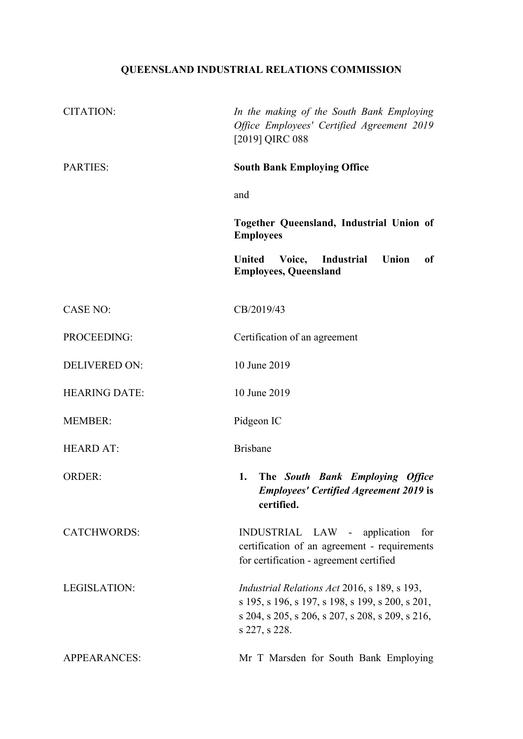# QUEENSLAND INDUSTRIAL RELATIONS COMMISSION

| | |
|---|---|
| CITATION: | *In the making of the South Bank Employing Office Employees' Certified Agreement 2019* [2019] QIRC 088 |
| PARTIES: | **South Bank Employing Office**<br><br>and<br><br>**Together Queensland, Industrial Union of Employees**<br><br>**United Voice, Industrial Union of Employees, Queensland** |
| CASE NO: | CB/2019/43 |
| PROCEEDING: | Certification of an agreement |
| DELIVERED ON: | 10 June 2019 |
| HEARING DATE: | 10 June 2019 |
| MEMBER: | Pidgeon IC |
| HEARD AT: | Brisbane |
| ORDER: | **1. The *South Bank Employing Office Employees' Certified Agreement 2019* is certified.** |
| CATCHWORDS: | INDUSTRIAL LAW - application for certification of an agreement - requirements for certification - agreement certified |
| LEGISLATION: | *Industrial Relations Act* 2016, s 189, s 193, s 195, s 196, s 197, s 198, s 199, s 200, s 201, s 204, s 205, s 206, s 207, s 208, s 209, s 216, s 227, s 228. |
| APPEARANCES: | Mr T Marsden for South Bank Employing |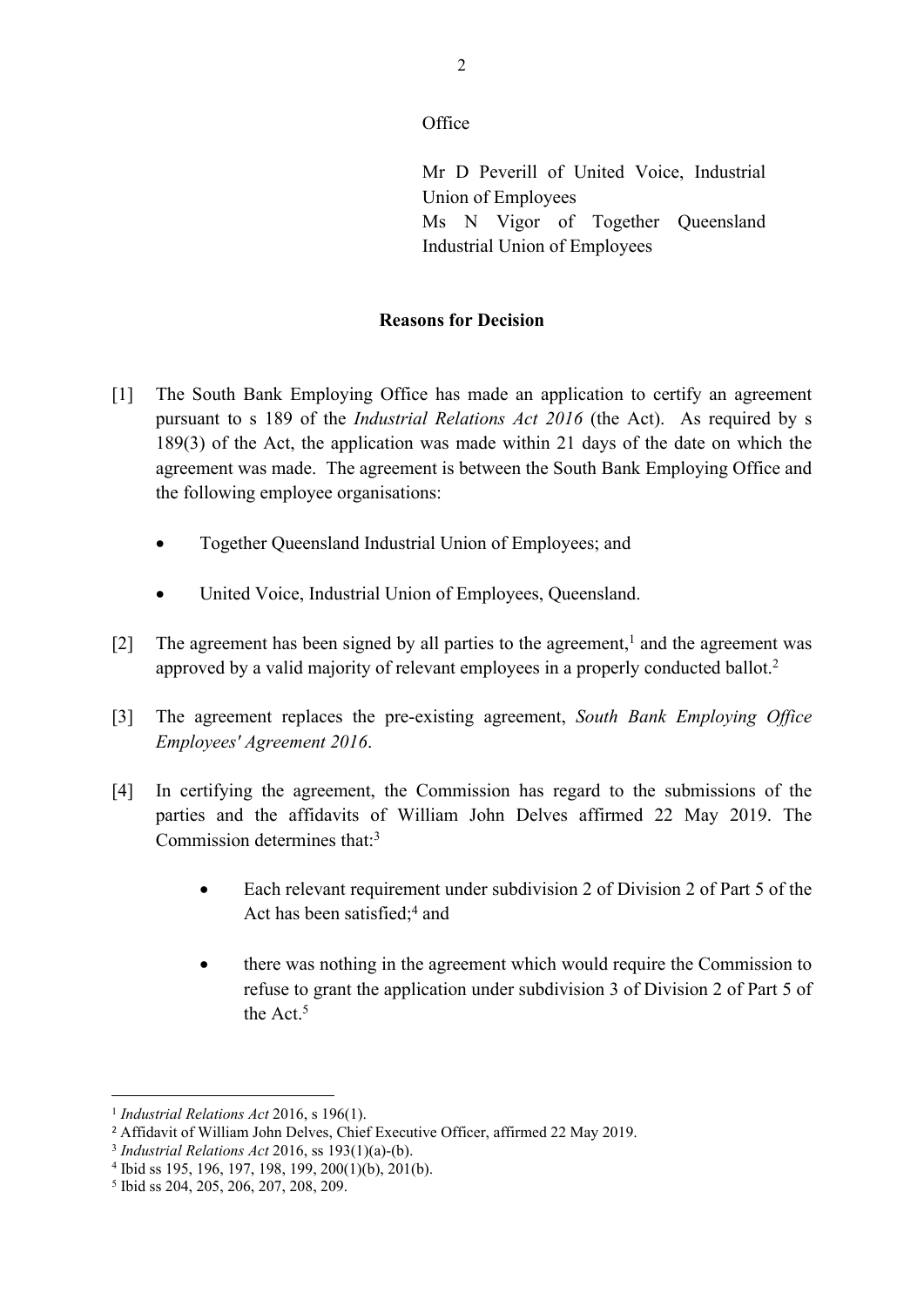Office

Mr D Peverill of United Voice, Industrial Union of Employees
Ms N Vigor of Together Queensland Industrial Union of Employees

**Reasons for Decision**

[1] The South Bank Employing Office has made an application to certify an agreement pursuant to s 189 of the *Industrial Relations Act 2016* (the Act). As required by s 189(3) of the Act, the application was made within 21 days of the date on which the agreement was made. The agreement is between the South Bank Employing Office and the following employee organisations:

- Together Queensland Industrial Union of Employees; and
- United Voice, Industrial Union of Employees, Queensland.

[2] The agreement has been signed by all parties to the agreement,[1] and the agreement was approved by a valid majority of relevant employees in a properly conducted ballot.[2]

[3] The agreement replaces the pre-existing agreement, *South Bank Employing Office Employees' Agreement 2016*.

[4] In certifying the agreement, the Commission has regard to the submissions of the parties and the affidavits of William John Delves affirmed 22 May 2019. The Commission determines that:[3]

- Each relevant requirement under subdivision 2 of Division 2 of Part 5 of the Act has been satisfied;[4] and
- there was nothing in the agreement which would require the Commission to refuse to grant the application under subdivision 3 of Division 2 of Part 5 of the Act.[5]

---

[1] *Industrial Relations Act* 2016, s 196(1).
[2] Affidavit of William John Delves, Chief Executive Officer, affirmed 22 May 2019.
[3] *Industrial Relations Act* 2016, ss 193(1)(a)-(b).
[4] Ibid ss 195, 196, 197, 198, 199, 200(1)(b), 201(b).
[5] Ibid ss 204, 205, 206, 207, 208, 209.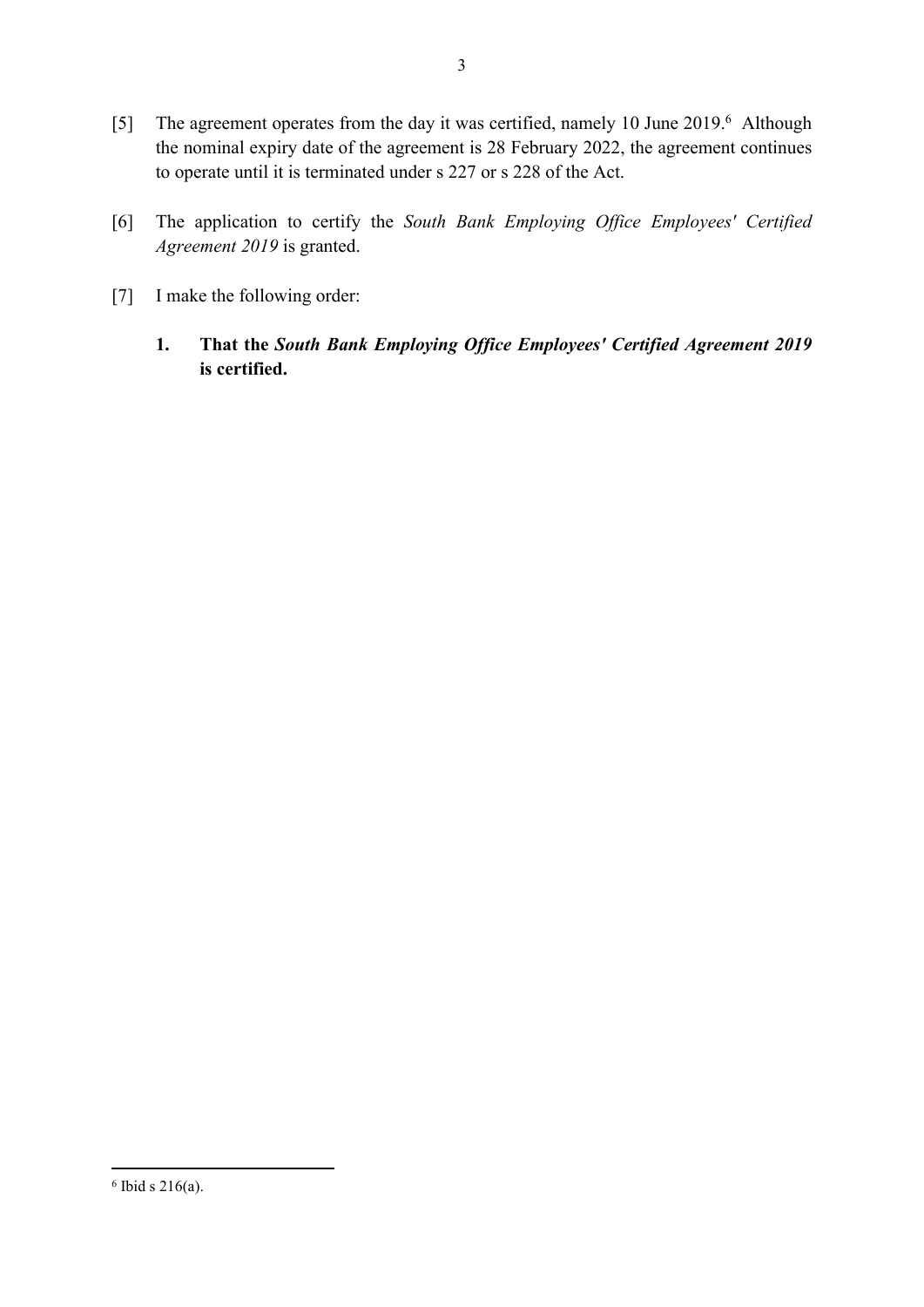[5] The agreement operates from the day it was certified, namely 10 June 2019.[6] Although the nominal expiry date of the agreement is 28 February 2022, the agreement continues to operate until it is terminated under s 227 or s 228 of the Act.

[6] The application to certify the *South Bank Employing Office Employees' Certified Agreement 2019* is granted.

[7] I make the following order:

**1. That the *South Bank Employing Office Employees' Certified Agreement 2019* is certified.**

---

[6] Ibid s 216(a).